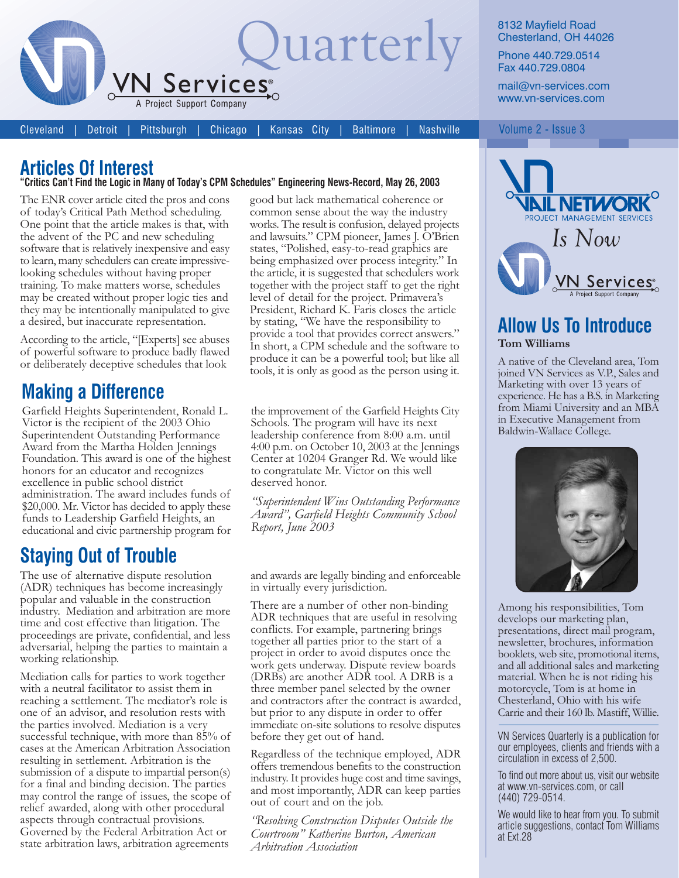# VN Services Quarterly

A Project Support Company

8132 Mayfield Road
Chesterland, OH 44026

Phone 440.729.0514
Fax 440.729.0804

mail@vn-services.com
www.vn-services.com

Cleveland | Detroit | Pittsburgh | Chicago | Kansas City | Baltimore | Nashville

Volume 2 - Issue 3

## Articles Of Interest

**"Critics Can't Find the Logic in Many of Today's CPM Schedules" Engineering News-Record, May 26, 2003**

The ENR cover article cited the pros and cons of today's Critical Path Method scheduling. One point that the article makes is that, with the advent of the PC and new scheduling software that is relatively inexpensive and easy to learn, many schedulers can create impressive-looking schedules without having proper training. To make matters worse, schedules may be created without proper logic ties and they may be intentionally manipulated to give a desired, but inaccurate representation.

According to the article, "[Experts] see abuses of powerful software to produce badly flawed or deliberately deceptive schedules that look good but lack mathematical coherence or common sense about the way the industry works. The result is confusion, delayed projects and lawsuits." CPM pioneer, James J. O'Brien states, "Polished, easy-to-read graphics are being emphasized over process integrity." In the article, it is suggested that schedulers work together with the project staff to get the right level of detail for the project. Primavera's President, Richard K. Faris closes the article by stating, "We have the responsibility to provide a tool that provides correct answers." In short, a CPM schedule and the software to produce it can be a powerful tool; but like all tools, it is only as good as the person using it.

## Making a Difference

Garfield Heights Superintendent, Ronald L. Victor is the recipient of the 2003 Ohio Superintendent Outstanding Performance Award from the Martha Holden Jennings Foundation. This award is one of the highest honors for an educator and recognizes excellence in public school district administration. The award includes funds of $20,000. Mr. Victor has decided to apply these funds to Leadership Garfield Heights, an educational and civic partnership program for the improvement of the Garfield Heights City Schools. The program will have its next leadership conference from 8:00 a.m. until 4:00 p.m. on October 10, 2003 at the Jennings Center at 10204 Granger Rd. We would like to congratulate Mr. Victor on this well deserved honor.

*"Superintendent Wins Outstanding Performance Award", Garfield Heights Community School Report, June 2003*

## Staying Out of Trouble

The use of alternative dispute resolution (ADR) techniques has become increasingly popular and valuable in the construction industry. Mediation and arbitration are more time and cost effective than litigation. The proceedings are private, confidential, and less adversarial, helping the parties to maintain a working relationship.

Mediation calls for parties to work together with a neutral facilitator to assist them in reaching a settlement. The mediator's role is one of an advisor, and resolution rests with the parties involved. Mediation is a very successful technique, with more than 85% of cases at the American Arbitration Association resulting in settlement. Arbitration is the submission of a dispute to impartial person(s) for a final and binding decision. The parties may control the range of issues, the scope of relief awarded, along with other procedural aspects through contractual provisions. Governed by the Federal Arbitration Act or state arbitration laws, arbitration agreements and awards are legally binding and enforceable in virtually every jurisdiction.

There are a number of other non-binding ADR techniques that are useful in resolving conflicts. For example, partnering brings together all parties prior to the start of a project in order to avoid disputes once the work gets underway. Dispute review boards (DRBs) are another ADR tool. A DRB is a three member panel selected by the owner and contractors after the contract is awarded, but prior to any dispute in order to offer immediate on-site solutions to resolve disputes before they get out of hand.

Regardless of the technique employed, ADR offers tremendous benefits to the construction industry. It provides huge cost and time savings, and most importantly, ADR can keep parties out of court and on the job.

*"Resolving Construction Disputes Outside the Courtroom" Katherine Burton, American Arbitration Association*

---

VAIL NETWORK
PROJECT MANAGEMENT SERVICES

*Is Now*

VN Services
A Project Support Company

## Allow Us To Introduce

**Tom Williams**

A native of the Cleveland area, Tom joined VN Services as V.P., Sales and Marketing with over 13 years of experience. He has a B.S. in Marketing from Miami University and an MBA in Executive Management from Baldwin-Wallace College.

Among his responsibilities, Tom develops our marketing plan, presentations, direct mail program, newsletter, brochures, information booklets, web site, promotional items, and all additional sales and marketing material. When he is not riding his motorcycle, Tom is at home in Chesterland, Ohio with his wife Carrie and their 160 lb. Mastiff, Willie.

VN Services Quarterly is a publication for our employees, clients and friends with a circulation in excess of 2,500.

To find out more about us, visit our website at www.vn-services.com, or call (440) 729-0514.

We would like to hear from you. To submit article suggestions, contact Tom Williams at Ext.28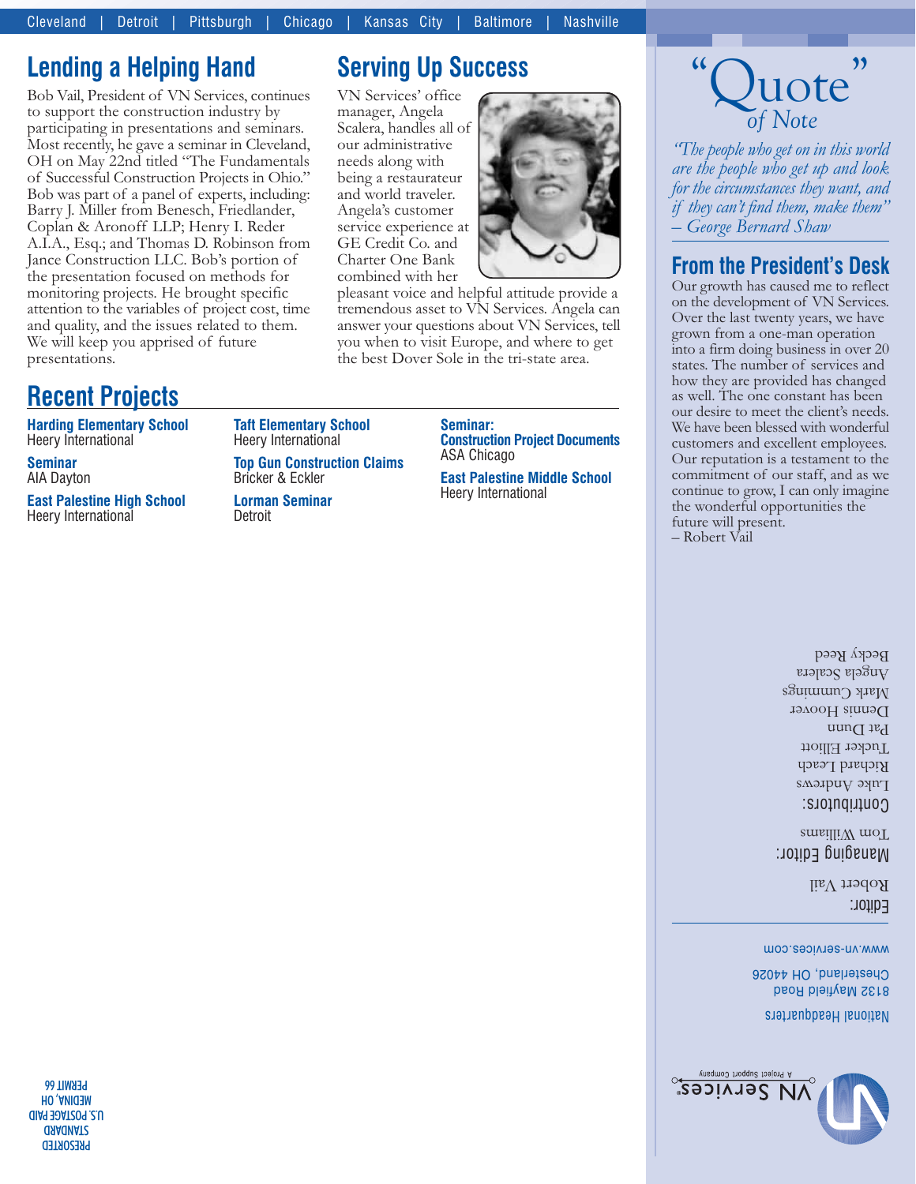Cleveland | Detroit | Pittsburgh | Chicago | Kansas City | Baltimore | Nashville

## Lending a Helping Hand

Bob Vail, President of VN Services, continues to support the construction industry by participating in presentations and seminars. Most recently, he gave a seminar in Cleveland, OH on May 22nd titled "The Fundamentals of Successful Construction Projects in Ohio." Bob was part of a panel of experts, including: Barry J. Miller from Benesch, Friedlander, Coplan & Aronoff LLP; Henry I. Reder A.I.A., Esq.; and Thomas D. Robinson from Jance Construction LLC. Bob's portion of the presentation focused on methods for monitoring projects. He brought specific attention to the variables of project cost, time and quality, and the issues related to them. We will keep you apprised of future presentations.

## Serving Up Success

VN Services' office manager, Angela Scalera, handles all of our administrative needs along with being a restaurateur and world traveler. Angela's customer service experience at GE Credit Co. and Charter One Bank combined with her pleasant voice and helpful attitude provide a tremendous asset to VN Services. Angela can answer your questions about VN Services, tell you when to visit Europe, and where to get the best Dover Sole in the tri-state area.

## Recent Projects

**Harding Elementary School**
Heery International

**Seminar**
AIA Dayton

**East Palestine High School**
Heery International

**Taft Elementary School**
Heery International

**Top Gun Construction Claims**
Bricker & Eckler

**Lorman Seminar**
Detroit

**Seminar: Construction Project Documents**
ASA Chicago

**East Palestine Middle School**
Heery International

## "Quote" of Note

*"The people who get on in this world are the people who get up and look for the circumstances they want, and if they can't find them, make them" – George Bernard Shaw*

## From the President's Desk

Our growth has caused me to reflect on the development of VN Services. Over the last twenty years, we have grown from a one-man operation into a firm doing business in over 20 states. The number of services and how they are provided has changed as well. The one constant has been our desire to meet the client's needs. We have been blessed with wonderful customers and excellent employees. Our reputation is a testament to the commitment of our staff, and as we continue to grow, I can only imagine the wonderful opportunities the future will present.
– Robert Vail

Editor:
Robert Vail

Managing Editor:
Tom Williams

Contributors:
Luke Andrews
Richard Leach
Tucker Elliott
Pat Dunn
Dennis Hoover
Mark Cummings
Angela Scalera
Becky Reed

www.vn-services.com

National Headquarters
8132 Mayfield Road
Chesterland, OH 44026

VN Services®
A Project Support Company

PRESORTED
STANDARD
U.S. POSTAGE PAID
MEDINA, OH
PERMIT 66